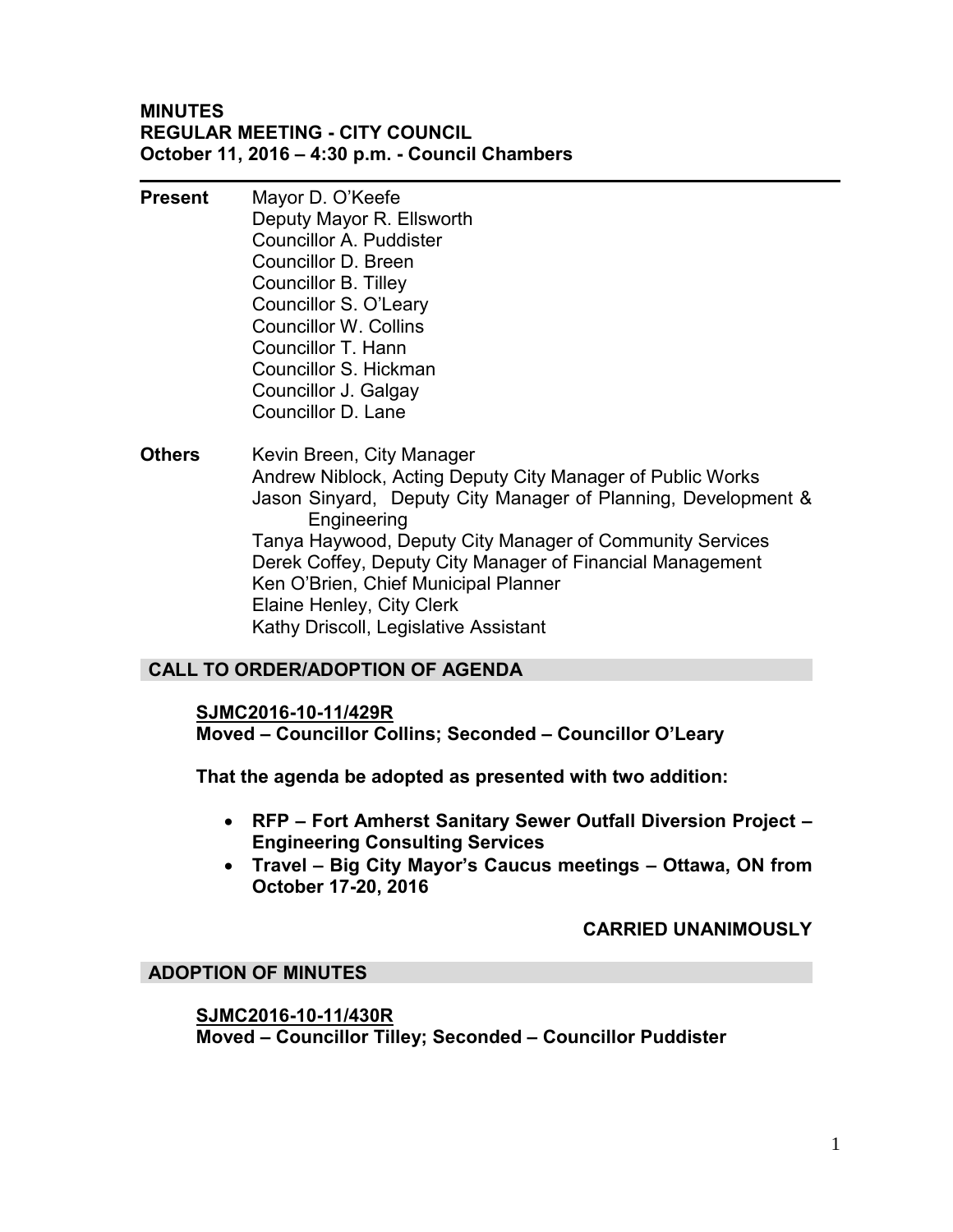**MINUTES**
**REGULAR MEETING - CITY COUNCIL**
**October 11, 2016 – 4:30 p.m. - Council Chambers**

---

**Present**

Mayor D. O'Keefe
Deputy Mayor R. Ellsworth
Councillor A. Puddister
Councillor D. Breen
Councillor B. Tilley
Councillor S. O'Leary
Councillor W. Collins
Councillor T. Hann
Councillor S. Hickman
Councillor J. Galgay
Councillor D. Lane

**Others**

Kevin Breen, City Manager
Andrew Niblock, Acting Deputy City Manager of Public Works
Jason Sinyard, Deputy City Manager of Planning, Development & Engineering
Tanya Haywood, Deputy City Manager of Community Services
Derek Coffey, Deputy City Manager of Financial Management
Ken O'Brien, Chief Municipal Planner
Elaine Henley, City Clerk
Kathy Driscoll, Legislative Assistant

## CALL TO ORDER/ADOPTION OF AGENDA

**SJMC2016-10-11/429R**
**Moved – Councillor Collins; Seconded – Councillor O'Leary**

**That the agenda be adopted as presented with two addition:**

- **RFP – Fort Amherst Sanitary Sewer Outfall Diversion Project – Engineering Consulting Services**
- **Travel – Big City Mayor's Caucus meetings – Ottawa, ON from October 17-20, 2016**

**CARRIED UNANIMOUSLY**

## ADOPTION OF MINUTES

**SJMC2016-10-11/430R**
**Moved – Councillor Tilley; Seconded – Councillor Puddister**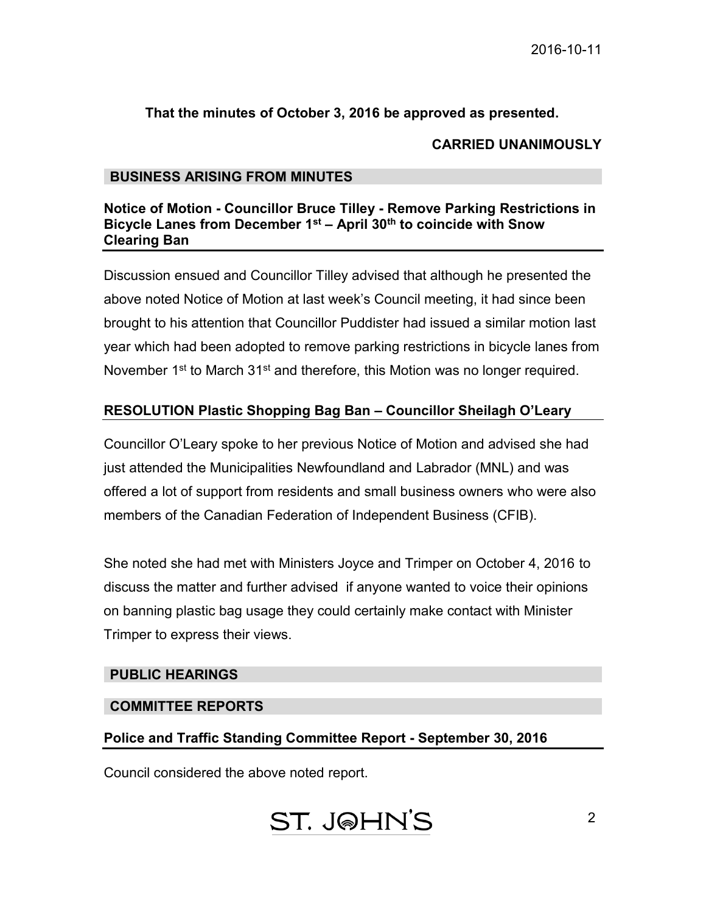**That the minutes of October 3, 2016 be approved as presented.**

**CARRIED UNANIMOUSLY**

## BUSINESS ARISING FROM MINUTES

### Notice of Motion - Councillor Bruce Tilley - Remove Parking Restrictions in Bicycle Lanes from December 1st – April 30th to coincide with Snow Clearing Ban

Discussion ensued and Councillor Tilley advised that although he presented the above noted Notice of Motion at last week's Council meeting, it had since been brought to his attention that Councillor Puddister had issued a similar motion last year which had been adopted to remove parking restrictions in bicycle lanes from November 1st to March 31st and therefore, this Motion was no longer required.

### RESOLUTION Plastic Shopping Bag Ban – Councillor Sheilagh O'Leary

Councillor O'Leary spoke to her previous Notice of Motion and advised she had just attended the Municipalities Newfoundland and Labrador (MNL) and was offered a lot of support from residents and small business owners who were also members of the Canadian Federation of Independent Business (CFIB).

She noted she had met with Ministers Joyce and Trimper on October 4, 2016 to discuss the matter and further advised if anyone wanted to voice their opinions on banning plastic bag usage they could certainly make contact with Minister Trimper to express their views.

## PUBLIC HEARINGS

## COMMITTEE REPORTS

### Police and Traffic Standing Committee Report - September 30, 2016

Council considered the above noted report.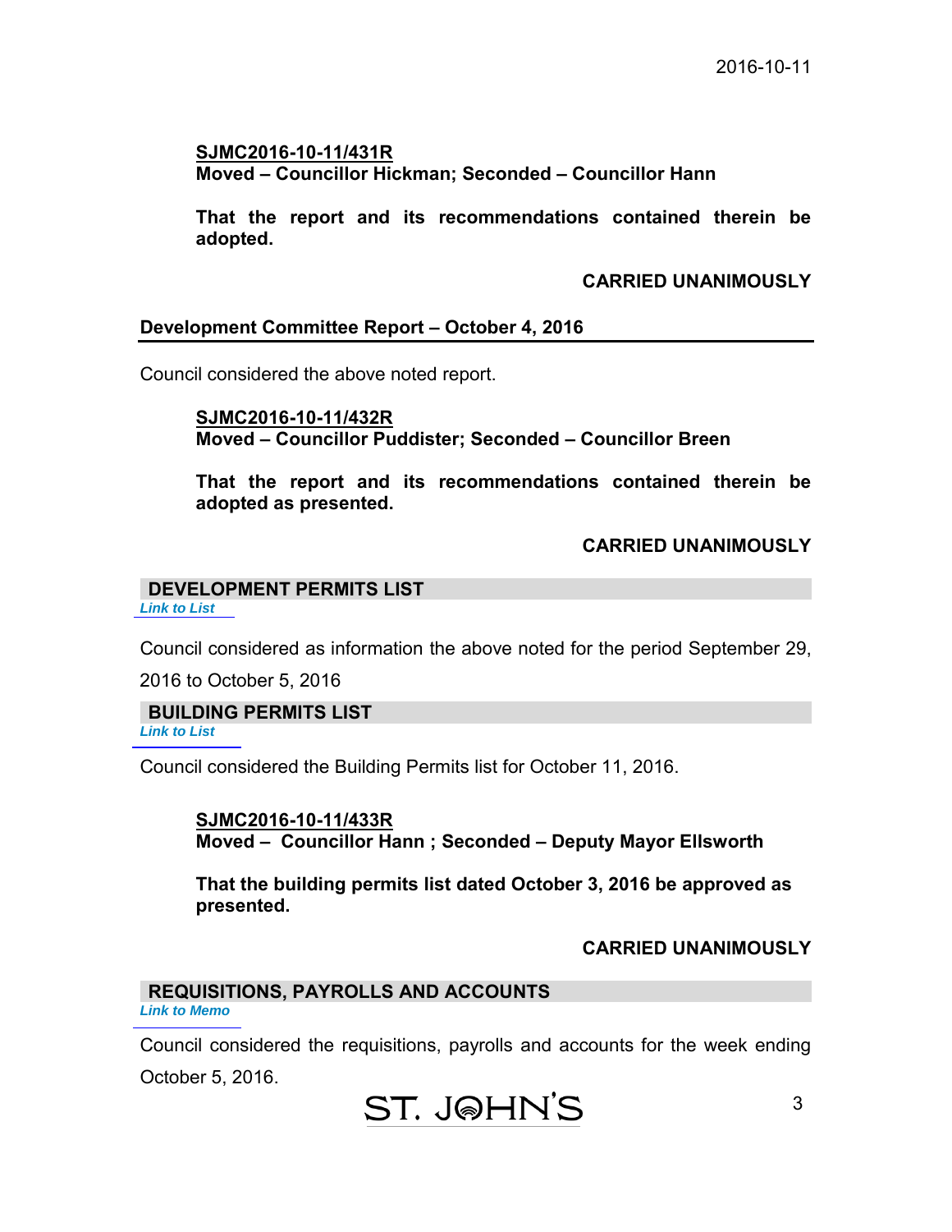**SJMC2016-10-11/431R**
**Moved – Councillor Hickman; Seconded – Councillor Hann**

**That the report and its recommendations contained therein be adopted.**

**CARRIED UNANIMOUSLY**

## Development Committee Report – October 4, 2016

Council considered the above noted report.

**SJMC2016-10-11/432R**
**Moved – Councillor Puddister; Seconded – Councillor Breen**

**That the report and its recommendations contained therein be adopted as presented.**

**CARRIED UNANIMOUSLY**

## DEVELOPMENT PERMITS LIST

*Link to List*

Council considered as information the above noted for the period September 29, 2016 to October 5, 2016

## BUILDING PERMITS LIST

*Link to List*

Council considered the Building Permits list for October 11, 2016.

**SJMC2016-10-11/433R**
**Moved – Councillor Hann ; Seconded – Deputy Mayor Ellsworth**

**That the building permits list dated October 3, 2016 be approved as presented.**

**CARRIED UNANIMOUSLY**

## REQUISITIONS, PAYROLLS AND ACCOUNTS

*Link to Memo*

Council considered the requisitions, payrolls and accounts for the week ending October 5, 2016.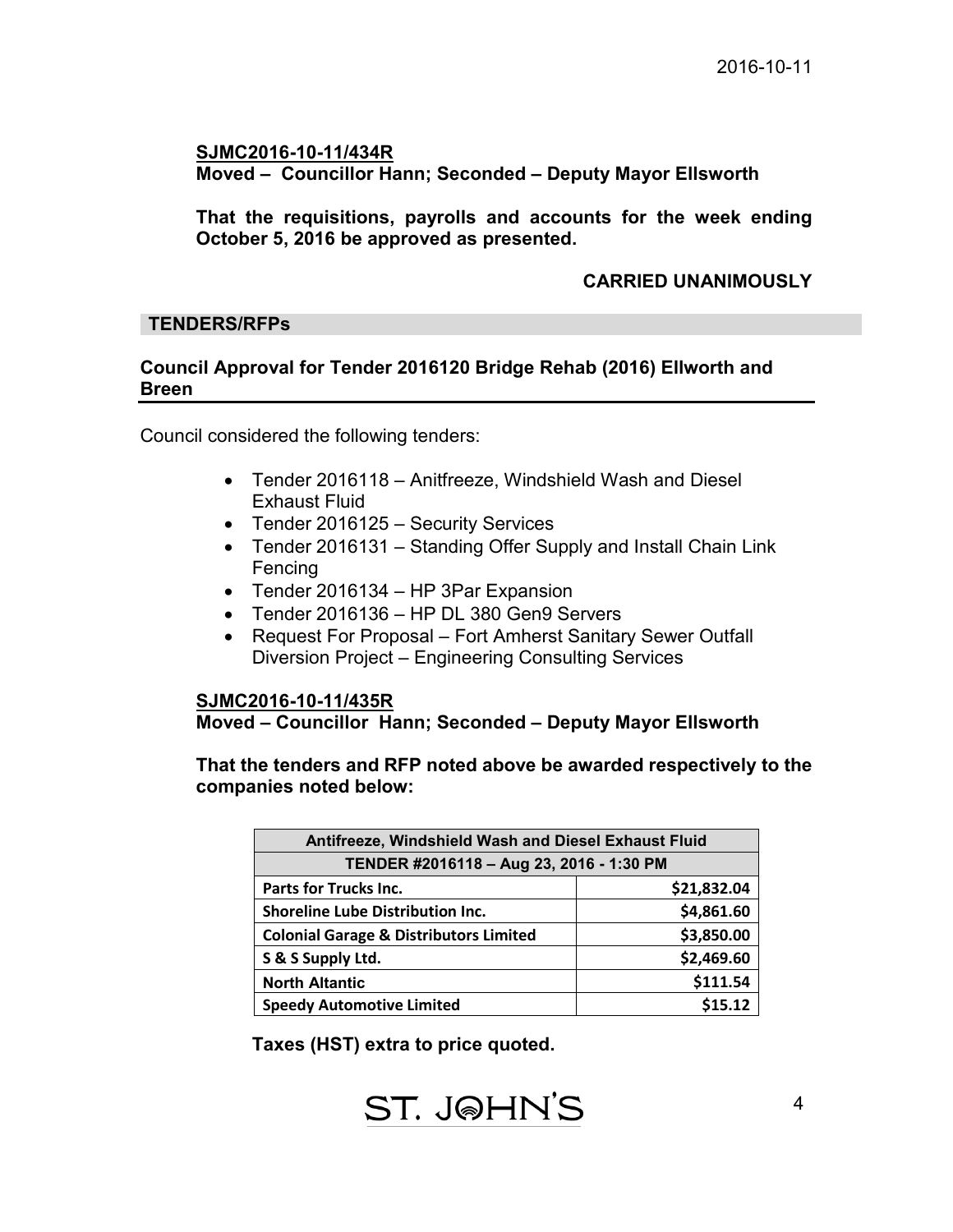**SJMC2016-10-11/434R**
**Moved – Councillor Hann; Seconded – Deputy Mayor Ellsworth**

**That the requisitions, payrolls and accounts for the week ending October 5, 2016 be approved as presented.**

**CARRIED UNANIMOUSLY**

## TENDERS/RFPs

### Council Approval for Tender 2016120 Bridge Rehab (2016) Ellworth and Breen

Council considered the following tenders:

- Tender 2016118 – Anitfreeze, Windshield Wash and Diesel Exhaust Fluid
- Tender 2016125 – Security Services
- Tender 2016131 – Standing Offer Supply and Install Chain Link Fencing
- Tender 2016134 – HP 3Par Expansion
- Tender 2016136 – HP DL 380 Gen9 Servers
- Request For Proposal – Fort Amherst Sanitary Sewer Outfall Diversion Project – Engineering Consulting Services

**SJMC2016-10-11/435R**
**Moved – Councillor Hann; Seconded – Deputy Mayor Ellsworth**

**That the tenders and RFP noted above be awarded respectively to the companies noted below:**

| Antifreeze, Windshield Wash and Diesel Exhaust Fluid | |
|---|---|
| TENDER #2016118 – Aug 23, 2016 - 1:30 PM | |
| **Parts for Trucks Inc.** | **$21,832.04** |
| **Shoreline Lube Distribution Inc.** | **$4,861.60** |
| **Colonial Garage & Distributors Limited** | **$3,850.00** |
| **S & S Supply Ltd.** | **$2,469.60** |
| **North Altantic** | **$111.54** |
| **Speedy Automotive Limited** | **$15.12** |

**Taxes (HST) extra to price quoted.**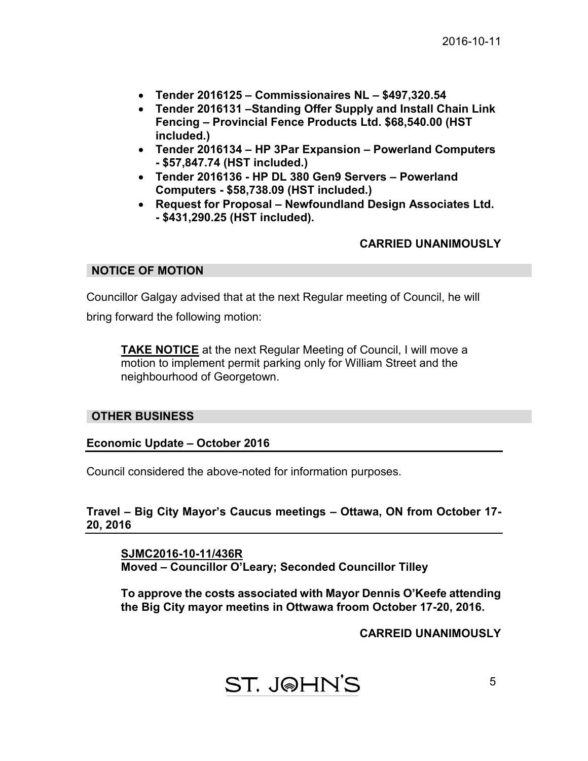- **Tender 2016125 – Commissionaires NL – $497,320.54**
- **Tender 2016131 –Standing Offer Supply and Install Chain Link Fencing – Provincial Fence Products Ltd. $68,540.00 (HST included.)**
- **Tender 2016134 – HP 3Par Expansion – Powerland Computers - $57,847.74 (HST included.)**
- **Tender 2016136 - HP DL 380 Gen9 Servers – Powerland Computers - $58,738.09 (HST included.)**
- **Request for Proposal – Newfoundland Design Associates Ltd. - $431,290.25 (HST included).**

**CARRIED UNANIMOUSLY**

## NOTICE OF MOTION

Councillor Galgay advised that at the next Regular meeting of Council, he will bring forward the following motion:

> **TAKE NOTICE** at the next Regular Meeting of Council, I will move a motion to implement permit parking only for William Street and the neighbourhood of Georgetown.

## OTHER BUSINESS

### Economic Update – October 2016

Council considered the above-noted for information purposes.

### Travel – Big City Mayor's Caucus meetings – Ottawa, ON from October 17-20, 2016

**SJMC2016-10-11/436R**
**Moved – Councillor O'Leary; Seconded Councillor Tilley**

**To approve the costs associated with Mayor Dennis O'Keefe attending the Big City mayor meetins in Ottwawa froom October 17-20, 2016.**

**CARREID UNANIMOUSLY**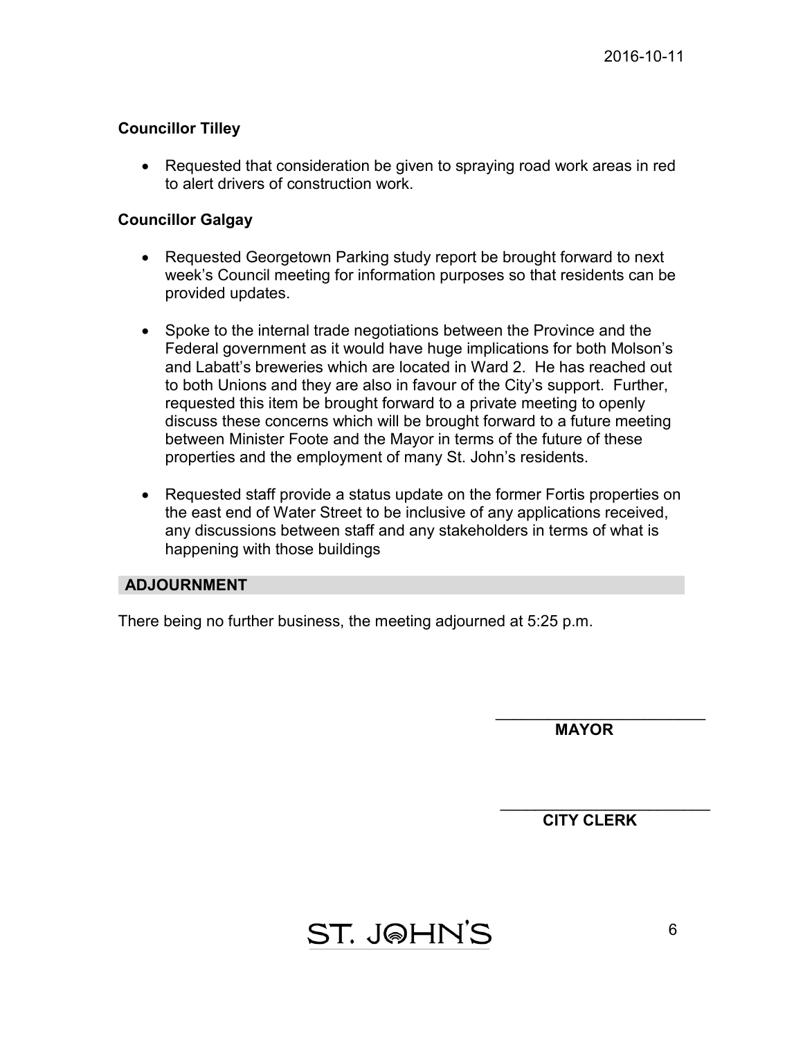**Councillor Tilley**

- Requested that consideration be given to spraying road work areas in red to alert drivers of construction work.

**Councillor Galgay**

- Requested Georgetown Parking study report be brought forward to next week's Council meeting for information purposes so that residents can be provided updates.

- Spoke to the internal trade negotiations between the Province and the Federal government as it would have huge implications for both Molson's and Labatt's breweries which are located in Ward 2. He has reached out to both Unions and they are also in favour of the City's support. Further, requested this item be brought forward to a private meeting to openly discuss these concerns which will be brought forward to a future meeting between Minister Foote and the Mayor in terms of the future of these properties and the employment of many St. John's residents.

- Requested staff provide a status update on the former Fortis properties on the east end of Water Street to be inclusive of any applications received, any discussions between staff and any stakeholders in terms of what is happening with those buildings

## ADJOURNMENT

There being no further business, the meeting adjourned at 5:25 p.m.

\_\_\_\_\_\_\_\_\_\_\_\_\_\_\_\_\_\_\_\_\_\_\_\_\_
**MAYOR**

\_\_\_\_\_\_\_\_\_\_\_\_\_\_\_\_\_\_\_\_\_\_\_\_\_
**CITY CLERK**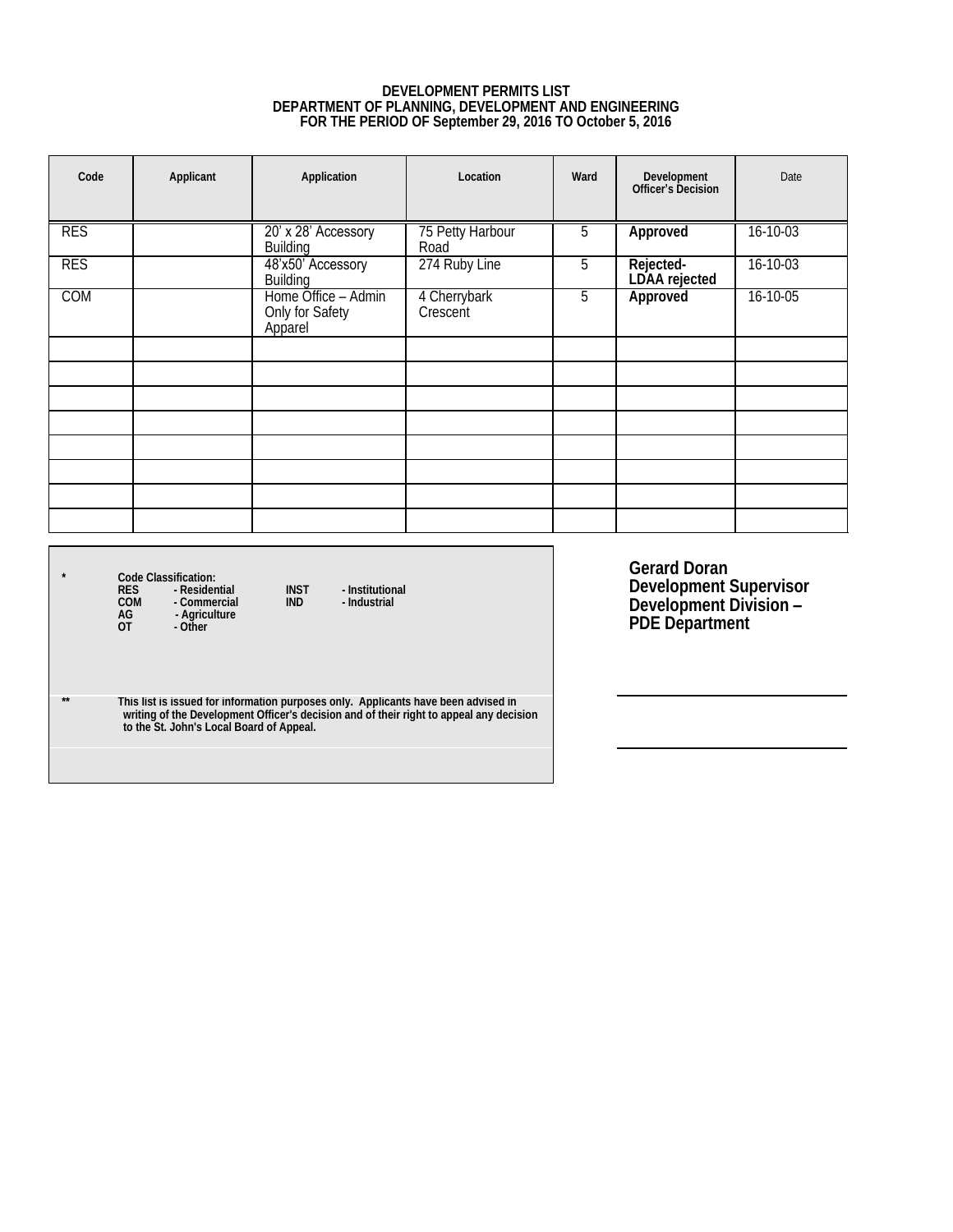**DEVELOPMENT PERMITS LIST**
**DEPARTMENT OF PLANNING, DEVELOPMENT AND ENGINEERING**
**FOR THE PERIOD OF September 29, 2016 TO October 5, 2016**

| Code | Applicant | Application | Location | Ward | Development Officer's Decision | Date |
|---|---|---|---|---|---|---|
| RES | | 20' x 28' Accessory Building | 75 Petty Harbour Road | 5 | **Approved** | 16-10-03 |
| RES | | 48'x50' Accessory Building | 274 Ruby Line | 5 | **Rejected- LDAA rejected** | 16-10-03 |
| COM | | Home Office – Admin Only for Safety Apparel | 4 Cherrybark Crescent | 5 | **Approved** | 16-10-05 |
| | | | | | | |
| | | | | | | |
| | | | | | | |
| | | | | | | |
| | | | | | | |
| | | | | | | |
| | | | | | | |
| | | | | | | |

\* **Code Classification:**
**RES - Residential**
**COM - Commercial**
**AG - Agriculture**
**OT - Other**
**INST - Institutional**
**IND - Industrial**

\*\* **This list is issued for information purposes only. Applicants have been advised in writing of the Development Officer's decision and of their right to appeal any decision to the St. John's Local Board of Appeal.**

**Gerard Doran**
**Development Supervisor**
**Development Division –**
**PDE Department**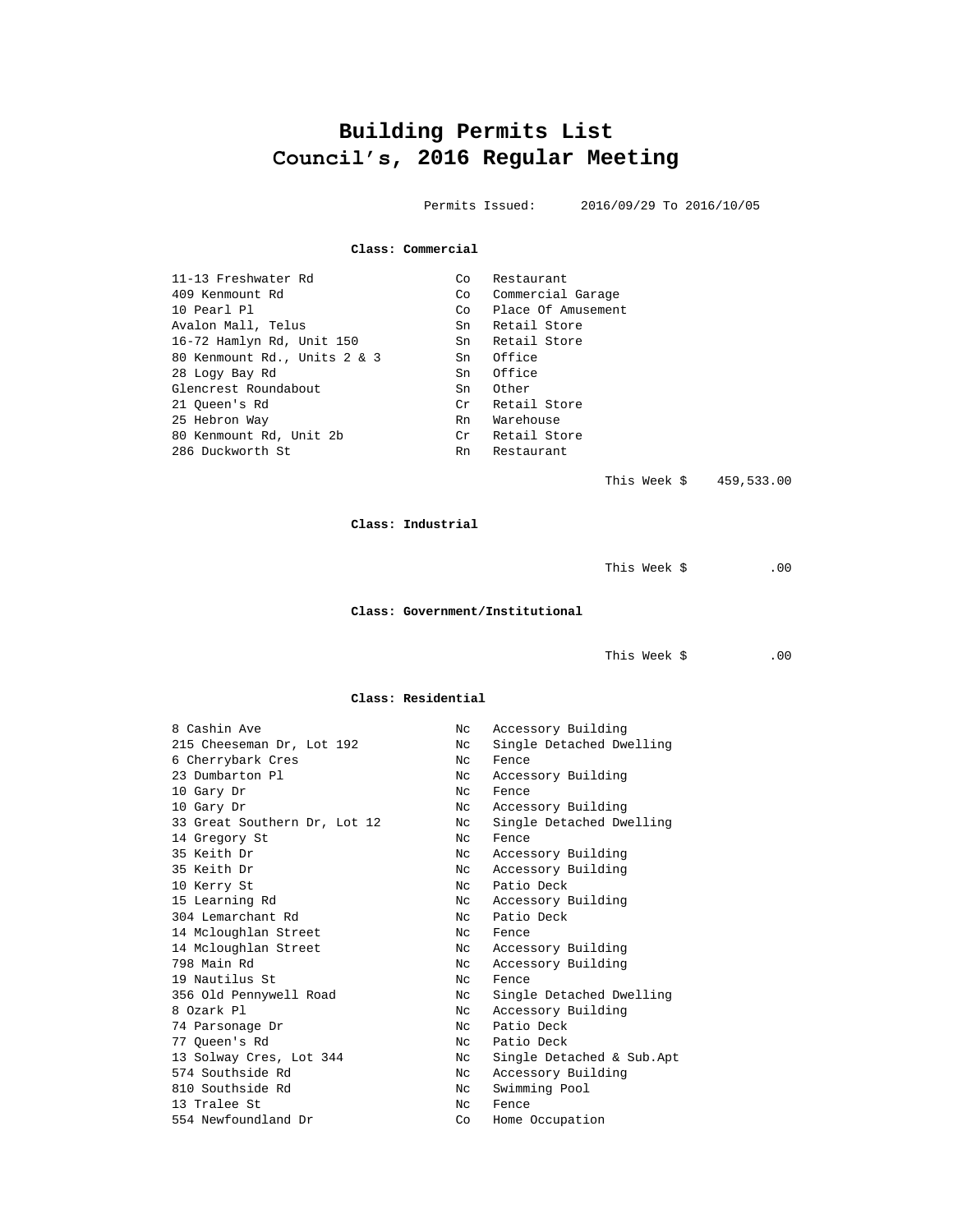# Building Permits List
## Council's, 2016 Regular Meeting

Permits Issued: 2016/09/29 To 2016/10/05

**Class: Commercial**

| | | |
|---|---|---|
| 11-13 Freshwater Rd | Co | Restaurant |
| 409 Kenmount Rd | Co | Commercial Garage |
| 10 Pearl Pl | Co | Place Of Amusement |
| Avalon Mall, Telus | Sn | Retail Store |
| 16-72 Hamlyn Rd, Unit 150 | Sn | Retail Store |
| 80 Kenmount Rd., Units 2 & 3 | Sn | Office |
| 28 Logy Bay Rd | Sn | Office |
| Glencrest Roundabout | Sn | Other |
| 21 Queen's Rd | Cr | Retail Store |
| 25 Hebron Way | Rn | Warehouse |
| 80 Kenmount Rd, Unit 2b | Cr | Retail Store |
| 286 Duckworth St | Rn | Restaurant |

This Week $ 459,533.00

**Class: Industrial**

This Week $ .00

**Class: Government/Institutional**

This Week $ .00

**Class: Residential**

| | | |
|---|---|---|
| 8 Cashin Ave | Nc | Accessory Building |
| 215 Cheeseman Dr, Lot 192 | Nc | Single Detached Dwelling |
| 6 Cherrybark Cres | Nc | Fence |
| 23 Dumbarton Pl | Nc | Accessory Building |
| 10 Gary Dr | Nc | Fence |
| 10 Gary Dr | Nc | Accessory Building |
| 33 Great Southern Dr, Lot 12 | Nc | Single Detached Dwelling |
| 14 Gregory St | Nc | Fence |
| 35 Keith Dr | Nc | Accessory Building |
| 35 Keith Dr | Nc | Accessory Building |
| 10 Kerry St | Nc | Patio Deck |
| 15 Learning Rd | Nc | Accessory Building |
| 304 Lemarchant Rd | Nc | Patio Deck |
| 14 Mcloughlan Street | Nc | Fence |
| 14 Mcloughlan Street | Nc | Accessory Building |
| 798 Main Rd | Nc | Accessory Building |
| 19 Nautilus St | Nc | Fence |
| 356 Old Pennywell Road | Nc | Single Detached Dwelling |
| 8 Ozark Pl | Nc | Accessory Building |
| 74 Parsonage Dr | Nc | Patio Deck |
| 77 Queen's Rd | Nc | Patio Deck |
| 13 Solway Cres, Lot 344 | Nc | Single Detached & Sub.Apt |
| 574 Southside Rd | Nc | Accessory Building |
| 810 Southside Rd | Nc | Swimming Pool |
| 13 Tralee St | Nc | Fence |
| 554 Newfoundland Dr | Co | Home Occupation |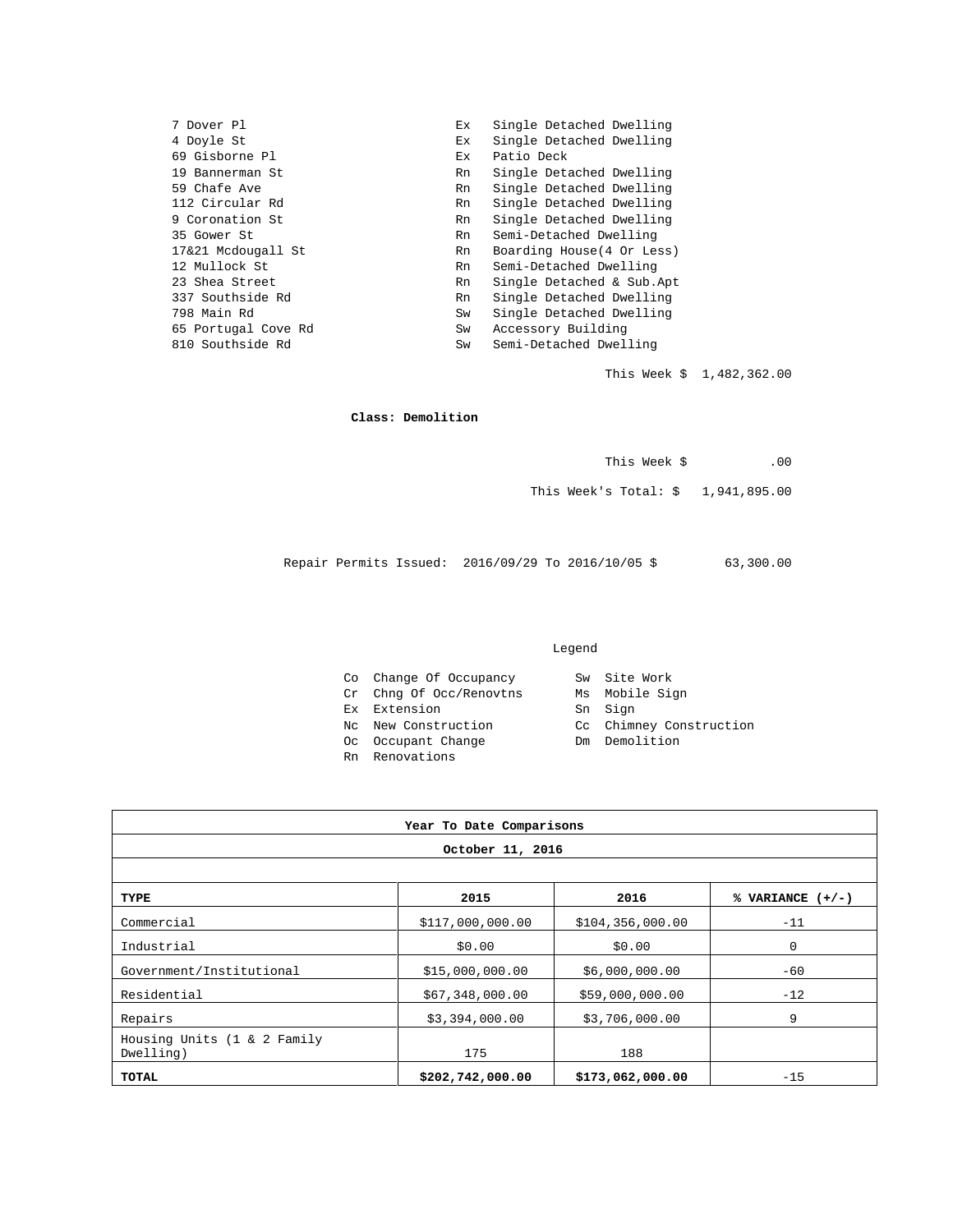| | | |
|---|---|---|
| 7 Dover Pl | Ex | Single Detached Dwelling |
| 4 Doyle St | Ex | Single Detached Dwelling |
| 69 Gisborne Pl | Ex | Patio Deck |
| 19 Bannerman St | Rn | Single Detached Dwelling |
| 59 Chafe Ave | Rn | Single Detached Dwelling |
| 112 Circular Rd | Rn | Single Detached Dwelling |
| 9 Coronation St | Rn | Single Detached Dwelling |
| 35 Gower St | Rn | Semi-Detached Dwelling |
| 17&21 Mcdougall St | Rn | Boarding House(4 Or Less) |
| 12 Mullock St | Rn | Semi-Detached Dwelling |
| 23 Shea Street | Rn | Single Detached & Sub.Apt |
| 337 Southside Rd | Rn | Single Detached Dwelling |
| 798 Main Rd | Sw | Single Detached Dwelling |
| 65 Portugal Cove Rd | Sw | Accessory Building |
| 810 Southside Rd | Sw | Semi-Detached Dwelling |

This Week $ 1,482,362.00

**Class: Demolition**

This Week $ .00

This Week's Total: $ 1,941,895.00

Repair Permits Issued: 2016/09/29 To 2016/10/05 $ 63,300.00

Legend

| | | | |
|---|---|---|---|
| Co | Change Of Occupancy | Sw | Site Work |
| Cr | Chng Of Occ/Renovtns | Ms | Mobile Sign |
| Ex | Extension | Sn | Sign |
| Nc | New Construction | Cc | Chimney Construction |
| Oc | Occupant Change | Dm | Demolition |
| Rn | Renovations | | |

**Year To Date Comparisons**

**October 11, 2016**

| TYPE | 2015 | 2016 | % VARIANCE (+/-) |
|---|---|---|---|
| Commercial | $117,000,000.00 | $104,356,000.00 | -11 |
| Industrial | $0.00 | $0.00 | 0 |
| Government/Institutional | $15,000,000.00 | $6,000,000.00 | -60 |
| Residential | $67,348,000.00 | $59,000,000.00 | -12 |
| Repairs | $3,394,000.00 | $3,706,000.00 | 9 |
| Housing Units (1 & 2 Family Dwelling) | 175 | 188 | |
| **TOTAL** | **$202,742,000.00** | **$173,062,000.00** | -15 |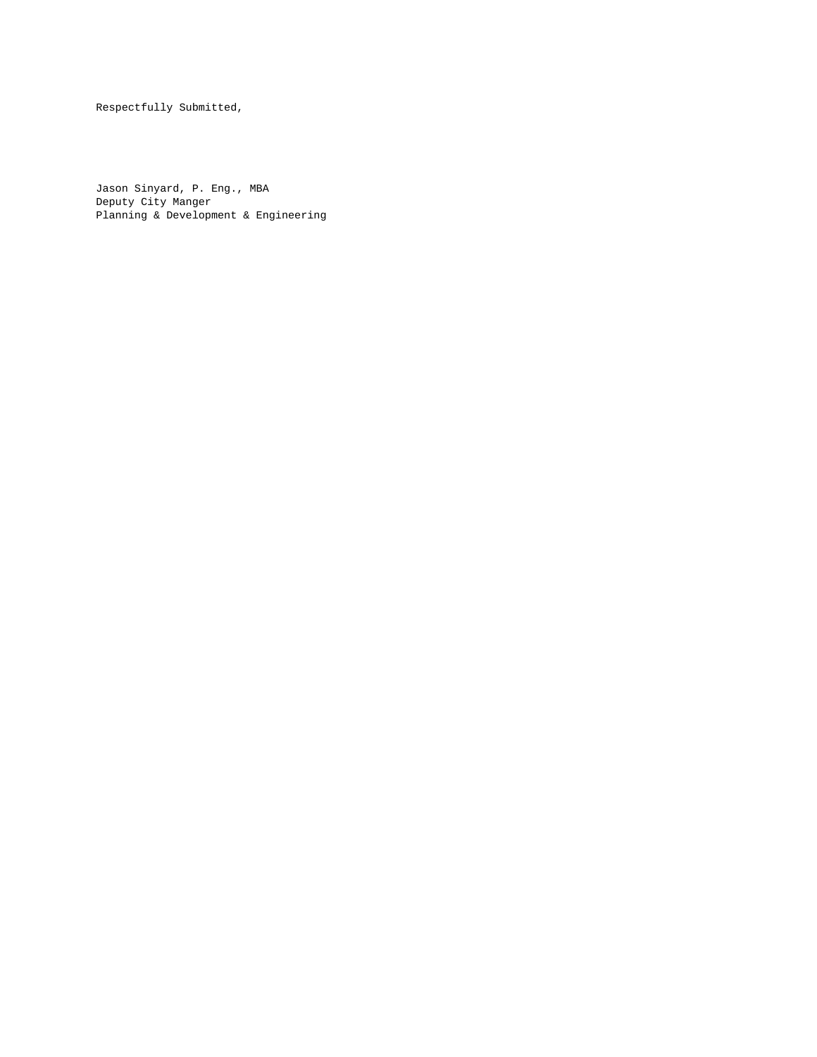Respectfully Submitted,

Jason Sinyard, P. Eng., MBA
Deputy City Manger
Planning & Development & Engineering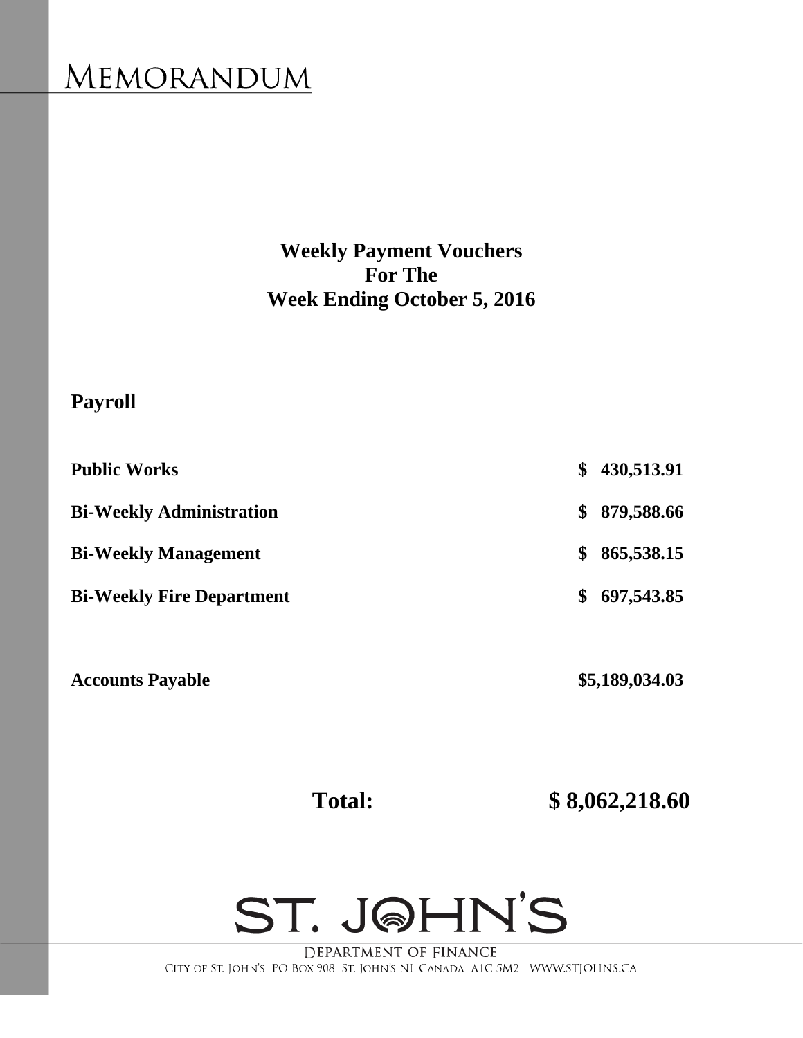# Memorandum

**Weekly Payment Vouchers**
**For The**
**Week Ending October 5, 2016**

## Payroll

| | |
|---|---|
| **Public Works** | **$ 430,513.91** |
| **Bi-Weekly Administration** | **$ 879,588.66** |
| **Bi-Weekly Management** | **$ 865,538.15** |
| **Bi-Weekly Fire Department** | **$ 697,543.85** |
| **Accounts Payable** | **$5,189,034.03** |
| **Total:** | **$ 8,062,218.60** |

ST. JOHN'S

DEPARTMENT OF FINANCE
CITY OF ST. JOHN'S PO BOX 908 ST. JOHN'S NL CANADA A1C 5M2 WWW.STJOHNS.CA